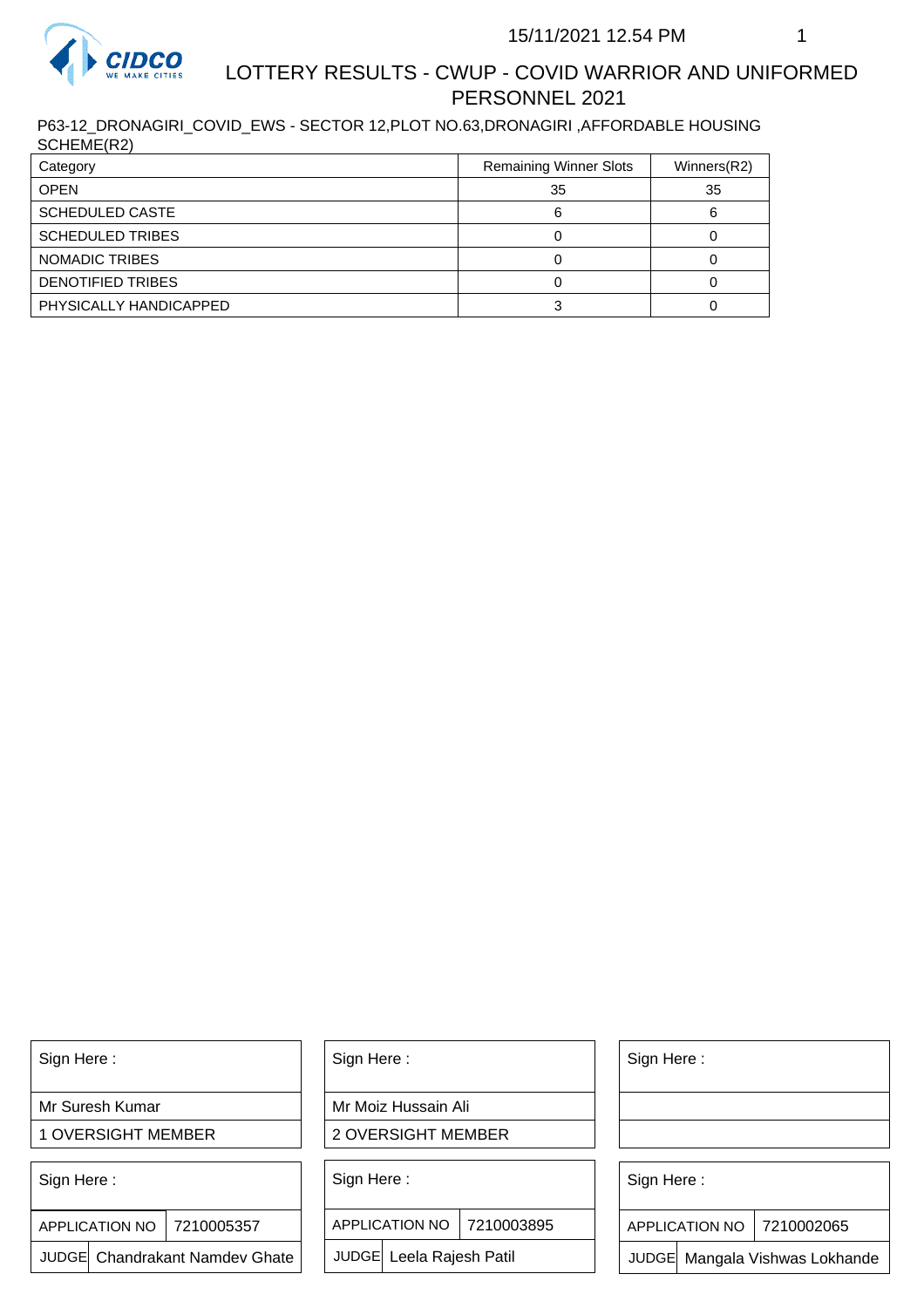15/11/2021 12.54 PM

# LOTTERY RESULTS - CWUP - COVID WARRIOR AND UNIFORMED PERSONNEL 2021

P63-12_DRONAGIRI_COVID_EWS - SECTOR 12,PLOT NO.63,DRONAGIRI ,AFFORDABLE HOUSING SCHEME(R2)

| Category | Remaining Winner Slots | Winners(R2) |
|---|---|---|
| OPEN | 35 | 35 |
| SCHEDULED CASTE | 6 | 6 |
| SCHEDULED TRIBES | 0 | 0 |
| NOMADIC TRIBES | 0 | 0 |
| DENOTIFIED TRIBES | 0 | 0 |
| PHYSICALLY HANDICAPPED | 3 | 0 |

| Sign Here : | Sign Here : | Sign Here : |
|---|---|---|
| Mr Suresh Kumar | Mr Moiz Hussain Ali | |
| 1 OVERSIGHT MEMBER | 2 OVERSIGHT MEMBER | |

| Sign Here : | | Sign Here : | | Sign Here : | |
|---|---|---|---|---|---|
| APPLICATION NO | 7210005357 | APPLICATION NO | 7210003895 | APPLICATION NO | 7210002065 |
| JUDGE | Chandrakant Namdev Ghate | JUDGE | Leela Rajesh Patil | JUDGE | Mangala Vishwas Lokhande |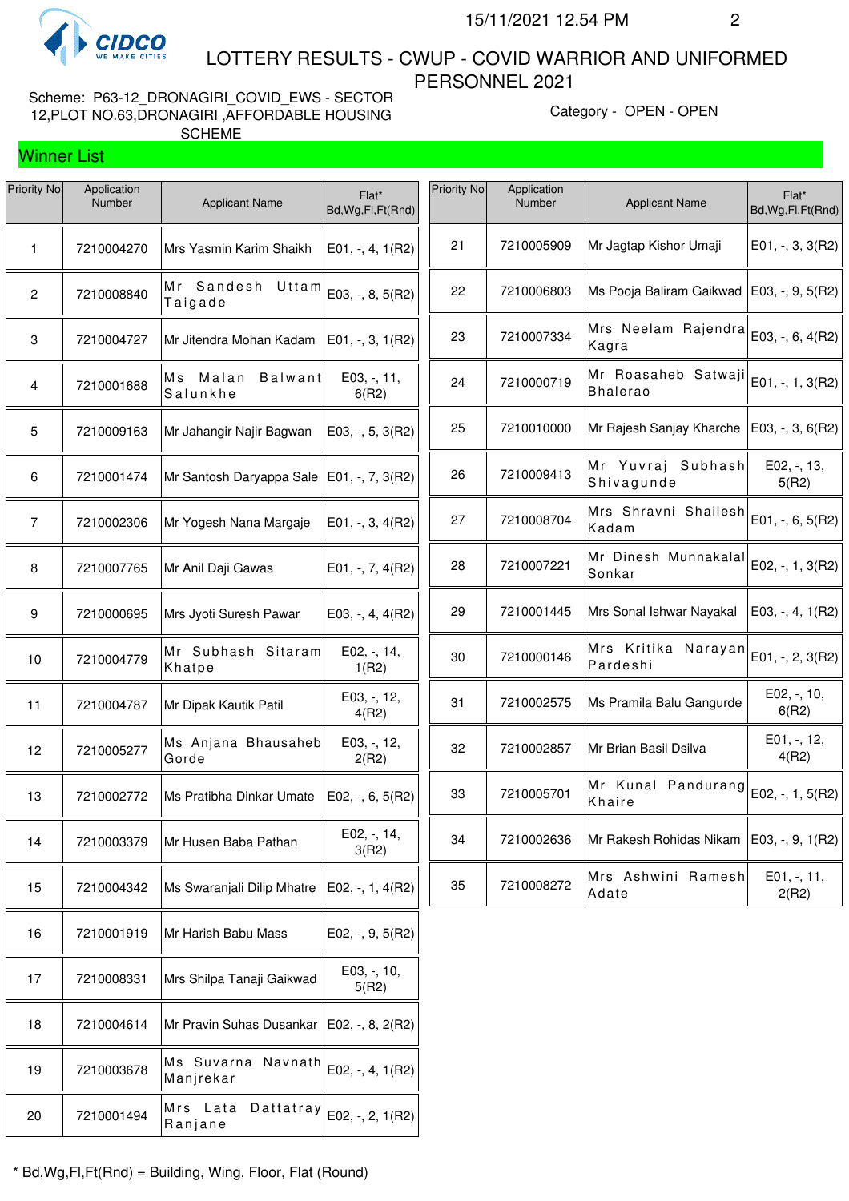# LOTTERY RESULTS - CWUP - COVID WARRIOR AND UNIFORMED PERSONNEL 2021

Scheme: P63-12_DRONAGIRI_COVID_EWS - SECTOR 12,PLOT NO.63,DRONAGIRI ,AFFORDABLE HOUSING SCHEME

Category - OPEN - OPEN

## Winner List

| Priority No | Application Number | Applicant Name | Flat* Bd,Wg,Fl,Ft(Rnd) |
|---|---|---|---|
| 1 | 7210004270 | Mrs Yasmin Karim Shaikh | E01, -, 4, 1(R2) |
| 2 | 7210008840 | Mr Sandesh Uttam Taigade | E03, -, 8, 5(R2) |
| 3 | 7210004727 | Mr Jitendra Mohan Kadam | E01, -, 3, 1(R2) |
| 4 | 7210001688 | Ms Malan Balwant Salunkhe | E03, -, 11, 6(R2) |
| 5 | 7210009163 | Mr Jahangir Najir Bagwan | E03, -, 5, 3(R2) |
| 6 | 7210001474 | Mr Santosh Daryappa Sale | E01, -, 7, 3(R2) |
| 7 | 7210002306 | Mr Yogesh Nana Margaje | E01, -, 3, 4(R2) |
| 8 | 7210007765 | Mr Anil Daji Gawas | E01, -, 7, 4(R2) |
| 9 | 7210000695 | Mrs Jyoti Suresh Pawar | E03, -, 4, 4(R2) |
| 10 | 7210004779 | Mr Subhash Sitaram Khatpe | E02, -, 14, 1(R2) |
| 11 | 7210004787 | Mr Dipak Kautik Patil | E03, -, 12, 4(R2) |
| 12 | 7210005277 | Ms Anjana Bhausaheb Gorde | E03, -, 12, 2(R2) |
| 13 | 7210002772 | Ms Pratibha Dinkar Umate | E02, -, 6, 5(R2) |
| 14 | 7210003379 | Mr Husen Baba Pathan | E02, -, 14, 3(R2) |
| 15 | 7210004342 | Ms Swaranjali Dilip Mhatre | E02, -, 1, 4(R2) |
| 16 | 7210001919 | Mr Harish Babu Mass | E02, -, 9, 5(R2) |
| 17 | 7210008331 | Mrs Shilpa Tanaji Gaikwad | E03, -, 10, 5(R2) |
| 18 | 7210004614 | Mr Pravin Suhas Dusankar | E02, -, 8, 2(R2) |
| 19 | 7210003678 | Ms Suvarna Navnath Manjrekar | E02, -, 4, 1(R2) |
| 20 | 7210001494 | Mrs Lata Dattatray Ranjane | E02, -, 2, 1(R2) |
| 21 | 7210005909 | Mr Jagtap Kishor Umaji | E01, -, 3, 3(R2) |
| 22 | 7210006803 | Ms Pooja Baliram Gaikwad | E03, -, 9, 5(R2) |
| 23 | 7210007334 | Mrs Neelam Rajendra Kagra | E03, -, 6, 4(R2) |
| 24 | 7210000719 | Mr Roasaheb Satwaji Bhalerao | E01, -, 1, 3(R2) |
| 25 | 7210010000 | Mr Rajesh Sanjay Kharche | E03, -, 3, 6(R2) |
| 26 | 7210009413 | Mr Yuvraj Subhash Shivagunde | E02, -, 13, 5(R2) |
| 27 | 7210008704 | Mrs Shravni Shailesh Kadam | E01, -, 6, 5(R2) |
| 28 | 7210007221 | Mr Dinesh Munnakalal Sonkar | E02, -, 1, 3(R2) |
| 29 | 7210001445 | Mrs Sonal Ishwar Nayakal | E03, -, 4, 1(R2) |
| 30 | 7210000146 | Mrs Kritika Narayan Pardeshi | E01, -, 2, 3(R2) |
| 31 | 7210002575 | Ms Pramila Balu Gangurde | E02, -, 10, 6(R2) |
| 32 | 7210002857 | Mr Brian Basil Dsilva | E01, -, 12, 4(R2) |
| 33 | 7210005701 | Mr Kunal Pandurang Khaire | E02, -, 1, 5(R2) |
| 34 | 7210002636 | Mr Rakesh Rohidas Nikam | E03, -, 9, 1(R2) |
| 35 | 7210008272 | Mrs Ashwini Ramesh Adate | E01, -, 11, 2(R2) |

* Bd,Wg,Fl,Ft(Rnd) = Building, Wing, Floor, Flat (Round)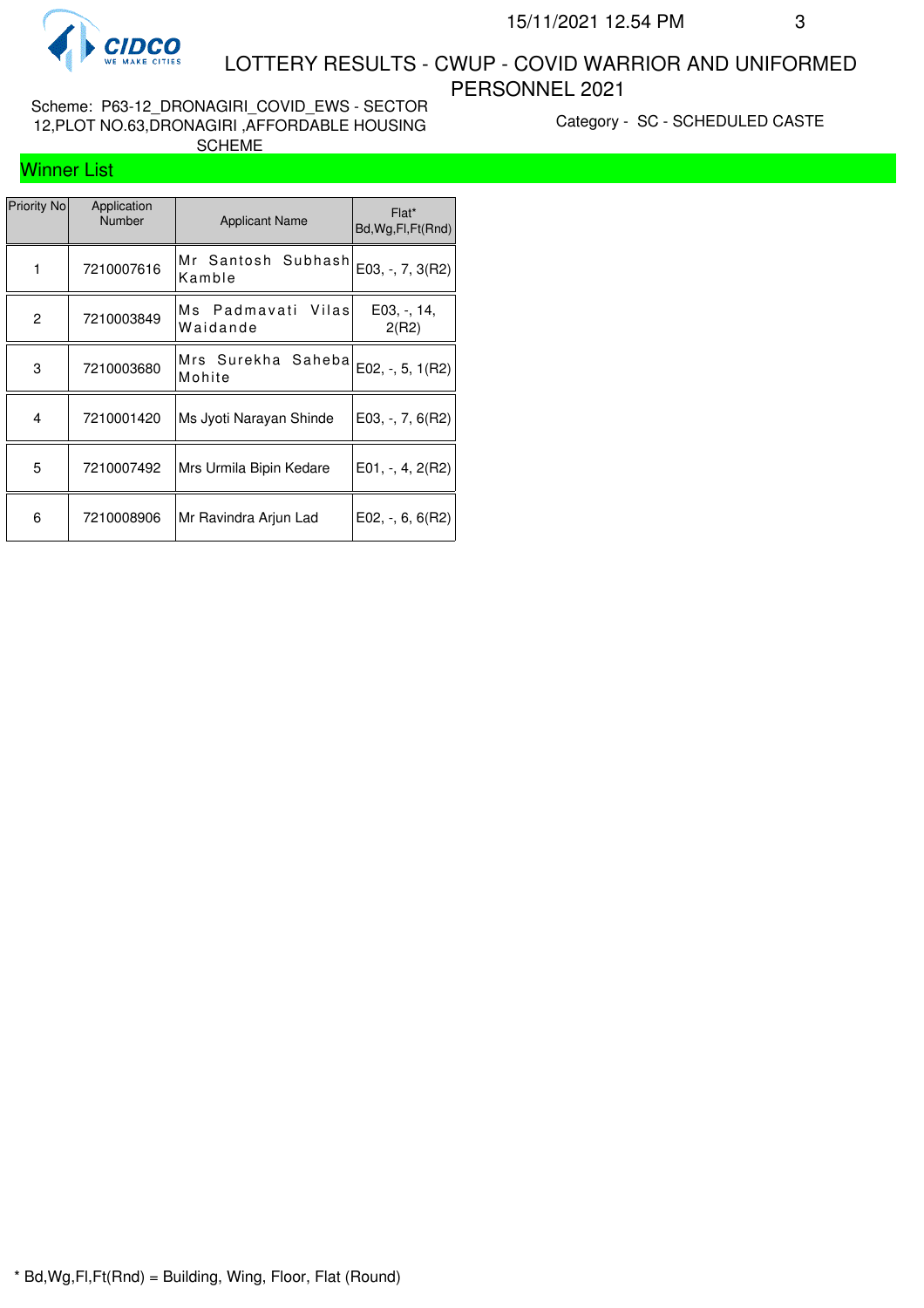# LOTTERY RESULTS - CWUP - COVID WARRIOR AND UNIFORMED PERSONNEL 2021

15/11/2021 12.54 PM

Scheme: P63-12_DRONAGIRI_COVID_EWS - SECTOR 12,PLOT NO.63,DRONAGIRI ,AFFORDABLE HOUSING SCHEME

Category - SC - SCHEDULED CASTE

## Winner List

| Priority No | Application Number | Applicant Name | Flat* Bd,Wg,Fl,Ft(Rnd) |
|---|---|---|---|
| 1 | 7210007616 | Mr Santosh Subhash Kamble | E03, -, 7, 3(R2) |
| 2 | 7210003849 | Ms Padmavati Vilas Waidande | E03, -, 14, 2(R2) |
| 3 | 7210003680 | Mrs Surekha Saheba Mohite | E02, -, 5, 1(R2) |
| 4 | 7210001420 | Ms Jyoti Narayan Shinde | E03, -, 7, 6(R2) |
| 5 | 7210007492 | Mrs Urmila Bipin Kedare | E01, -, 4, 2(R2) |
| 6 | 7210008906 | Mr Ravindra Arjun Lad | E02, -, 6, 6(R2) |

* Bd,Wg,Fl,Ft(Rnd) = Building, Wing, Floor, Flat (Round)